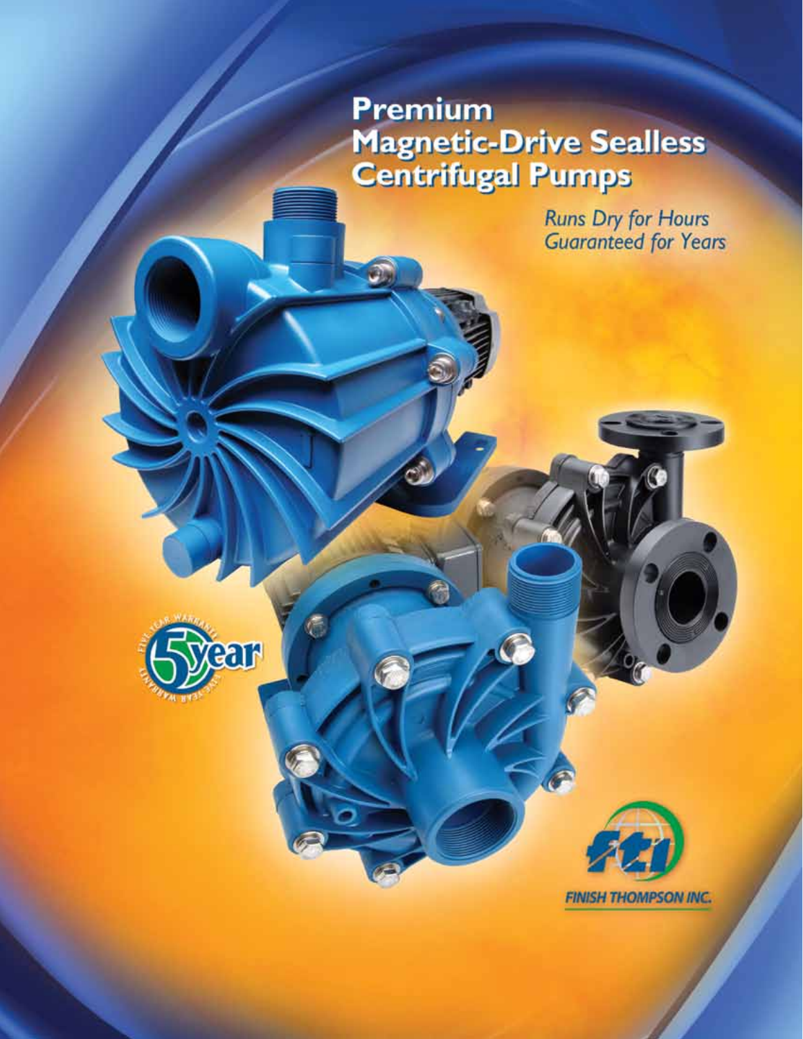# Premium Magnetic-Drive Sealless Centrifugal Pumps

*Runs Dry for Hours*
*Guaranteed for Years*

5 year

FIVE YEAR WARRANTY

FINISH THOMPSON INC.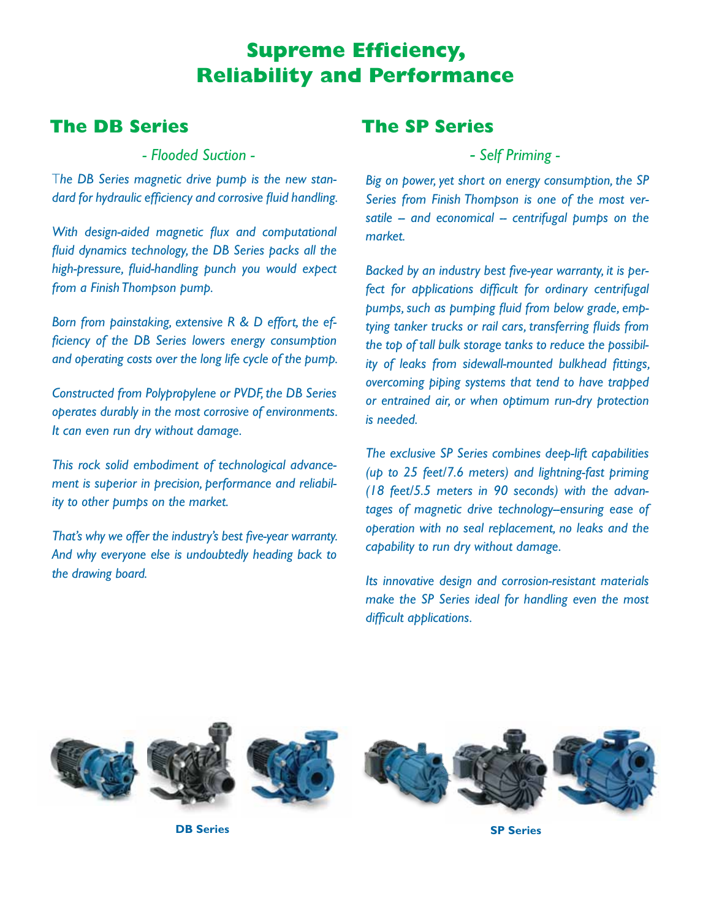# Supreme Efficiency, Reliability and Performance

## The DB Series

*- Flooded Suction -*

*The DB Series magnetic drive pump is the new standard for hydraulic efficiency and corrosive fluid handling.*

*With design-aided magnetic flux and computational fluid dynamics technology, the DB Series packs all the high-pressure, fluid-handling punch you would expect from a Finish Thompson pump.*

*Born from painstaking, extensive R & D effort, the efficiency of the DB Series lowers energy consumption and operating costs over the long life cycle of the pump.*

*Constructed from Polypropylene or PVDF, the DB Series operates durably in the most corrosive of environments. It can even run dry without damage.*

*This rock solid embodiment of technological advancement is superior in precision, performance and reliability to other pumps on the market.*

*That's why we offer the industry's best five-year warranty. And why everyone else is undoubtedly heading back to the drawing board.*

## The SP Series

*- Self Priming -*

*Big on power, yet short on energy consumption, the SP Series from Finish Thompson is one of the most versatile – and economical – centrifugal pumps on the market.*

*Backed by an industry best five-year warranty, it is perfect for applications difficult for ordinary centrifugal pumps, such as pumping fluid from below grade, emptying tanker trucks or rail cars, transferring fluids from the top of tall bulk storage tanks to reduce the possibility of leaks from sidewall-mounted bulkhead fittings, overcoming piping systems that tend to have trapped or entrained air, or when optimum run-dry protection is needed.*

*The exclusive SP Series combines deep-lift capabilities (up to 25 feet/7.6 meters) and lightning-fast priming (18 feet/5.5 meters in 90 seconds) with the advantages of magnetic drive technology–ensuring ease of operation with no seal replacement, no leaks and the capability to run dry without damage.*

*Its innovative design and corrosion-resistant materials make the SP Series ideal for handling even the most difficult applications.*

**DB Series**

**SP Series**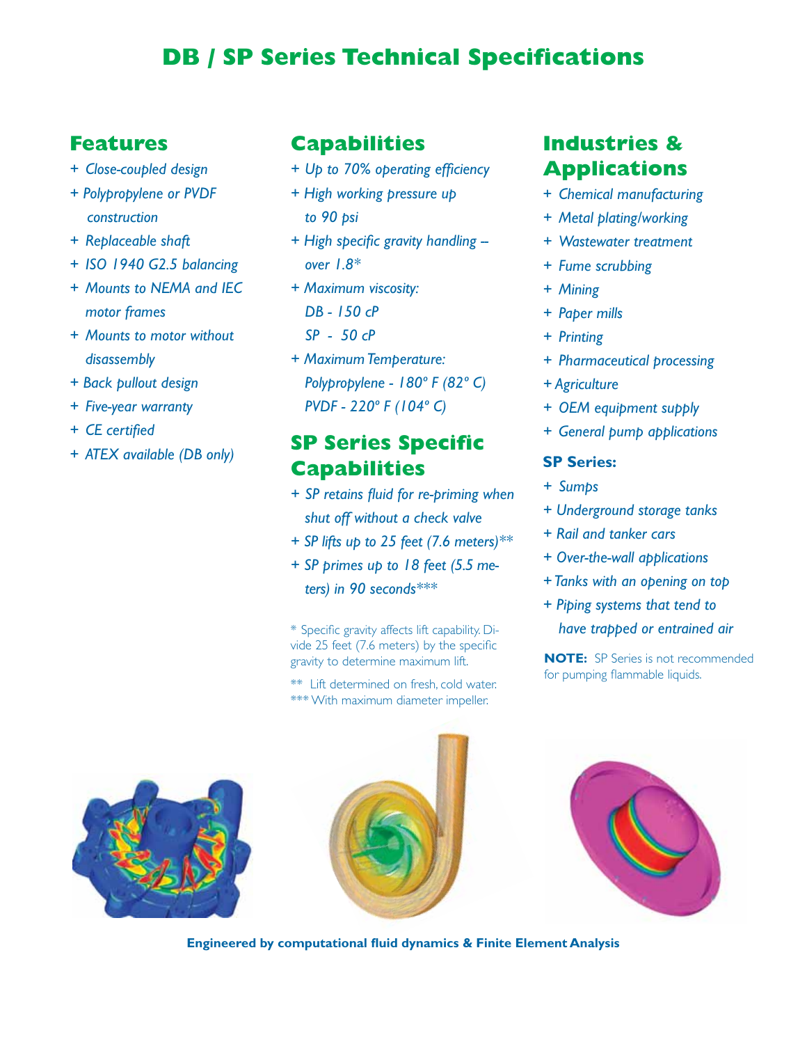# DB / SP Series Technical Specifications

## Features

- *Close-coupled design*
- *Polypropylene or PVDF construction*
- *Replaceable shaft*
- *ISO 1940 G2.5 balancing*
- *Mounts to NEMA and IEC motor frames*
- *Mounts to motor without disassembly*
- *Back pullout design*
- *Five-year warranty*
- *CE certified*
- *ATEX available (DB only)*

## Capabilities

- *Up to 70% operating efficiency*
- *High working pressure up to 90 psi*
- *High specific gravity handling – over 1.8**
- *Maximum viscosity:*
  *DB - 150 cP*
  *SP - 50 cP*
- *Maximum Temperature:*
  *Polypropylene - 180º F (82º C)*
  *PVDF - 220º F (104º C)*

## SP Series Specific Capabilities

- *SP retains fluid for re-priming when shut off without a check valve*
- *SP lifts up to 25 feet (7.6 meters)***
- *SP primes up to 18 feet (5.5 meters) in 90 seconds****

\* Specific gravity affects lift capability. Divide 25 feet (7.6 meters) by the specific gravity to determine maximum lift.

** Lift determined on fresh, cold water.

*** With maximum diameter impeller.

## Industries & Applications

- *Chemical manufacturing*
- *Metal plating/working*
- *Wastewater treatment*
- *Fume scrubbing*
- *Mining*
- *Paper mills*
- *Printing*
- *Pharmaceutical processing*
- *Agriculture*
- *OEM equipment supply*
- *General pump applications*

**SP Series:**

- *Sumps*
- *Underground storage tanks*
- *Rail and tanker cars*
- *Over-the-wall applications*
- *Tanks with an opening on top*
- *Piping systems that tend to have trapped or entrained air*

**NOTE:** SP Series is not recommended for pumping flammable liquids.

**Engineered by computational fluid dynamics & Finite Element Analysis**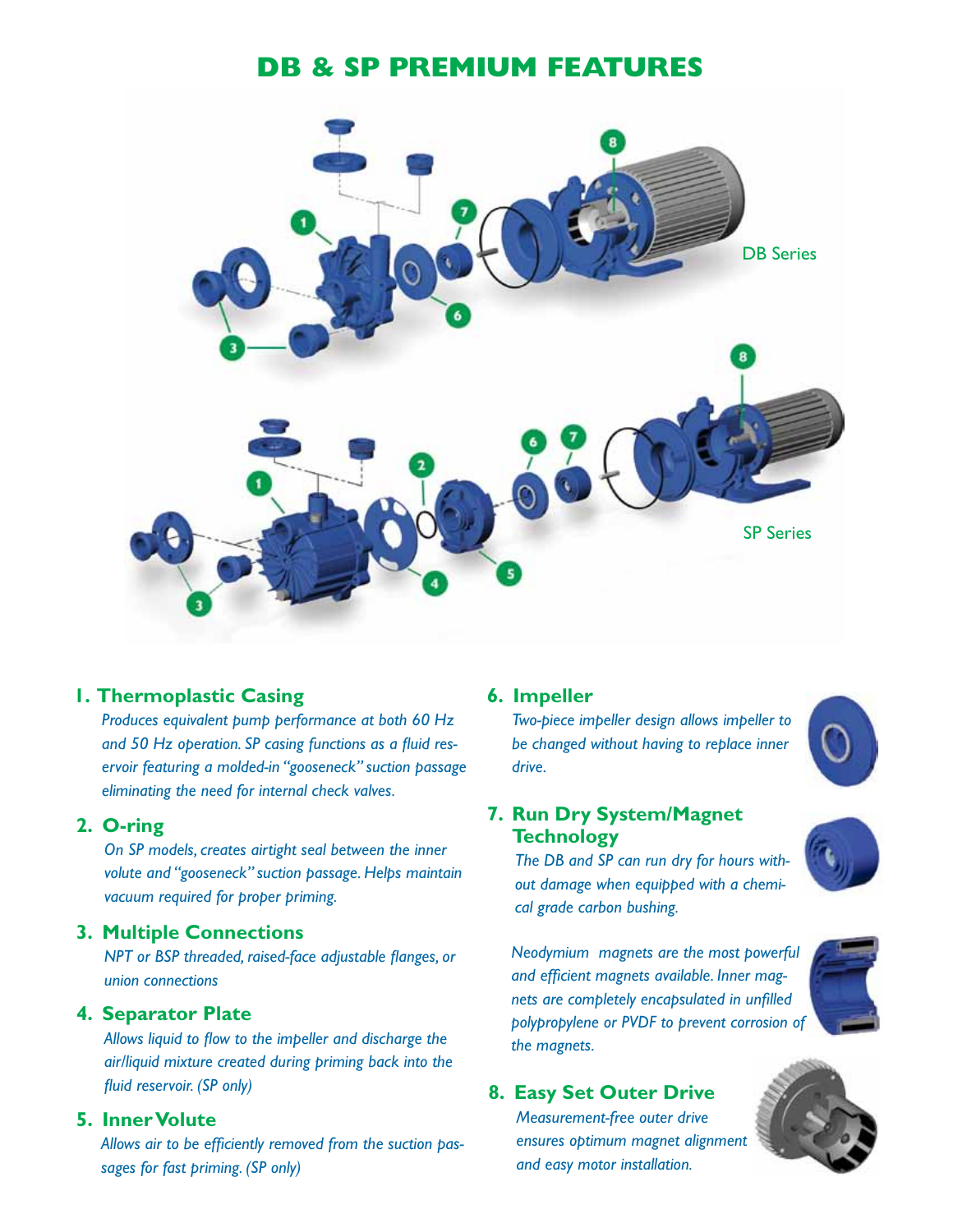# DB & SP PREMIUM FEATURES

DB Series

SP Series

### 1. Thermoplastic Casing

*Produces equivalent pump performance at both 60 Hz and 50 Hz operation. SP casing functions as a fluid reservoir featuring a molded-in "gooseneck" suction passage eliminating the need for internal check valves.*

### 2. O-ring

*On SP models, creates airtight seal between the inner volute and "gooseneck" suction passage. Helps maintain vacuum required for proper priming.*

### 3. Multiple Connections

*NPT or BSP threaded, raised-face adjustable flanges, or union connections*

### 4. Separator Plate

*Allows liquid to flow to the impeller and discharge the air/liquid mixture created during priming back into the fluid reservoir. (SP only)*

### 5. Inner Volute

*Allows air to be efficiently removed from the suction passages for fast priming. (SP only)*

### 6. Impeller

*Two-piece impeller design allows impeller to be changed without having to replace inner drive.*

### 7. Run Dry System/Magnet Technology

*The DB and SP can run dry for hours without damage when equipped with a chemical grade carbon bushing.*

*Neodymium magnets are the most powerful and efficient magnets available. Inner magnets are completely encapsulated in unfilled polypropylene or PVDF to prevent corrosion of the magnets.*

### 8. Easy Set Outer Drive

*Measurement-free outer drive ensures optimum magnet alignment and easy motor installation.*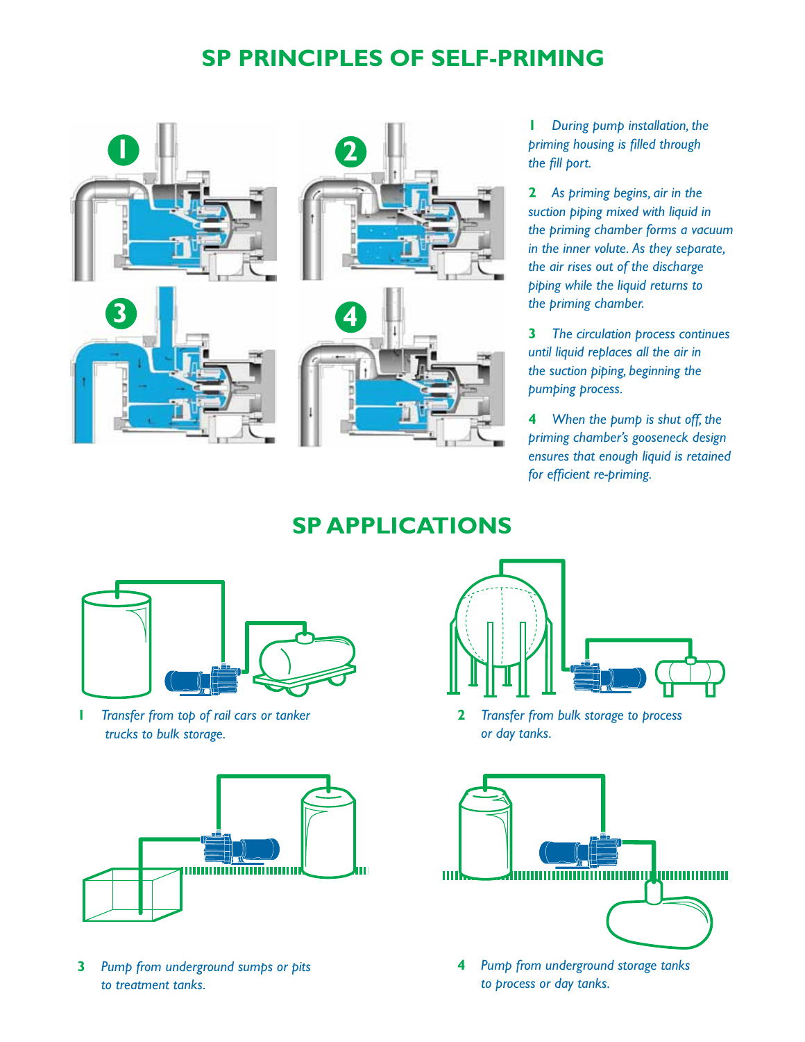# SP PRINCIPLES OF SELF-PRIMING

1. *During pump installation, the priming housing is filled through the fill port.*

2. *As priming begins, air in the suction piping mixed with liquid in the priming chamber forms a vacuum in the inner volute. As they separate, the air rises out of the discharge piping while the liquid returns to the priming chamber.*

3. *The circulation process continues until liquid replaces all the air in the suction piping, beginning the pumping process.*

4. *When the pump is shut off, the priming chamber's gooseneck design ensures that enough liquid is retained for efficient re-priming.*

# SP APPLICATIONS

1. *Transfer from top of rail cars or tanker trucks to bulk storage.*

2. *Transfer from bulk storage to process or day tanks.*

3. *Pump from underground sumps or pits to treatment tanks.*

4. *Pump from underground storage tanks to process or day tanks.*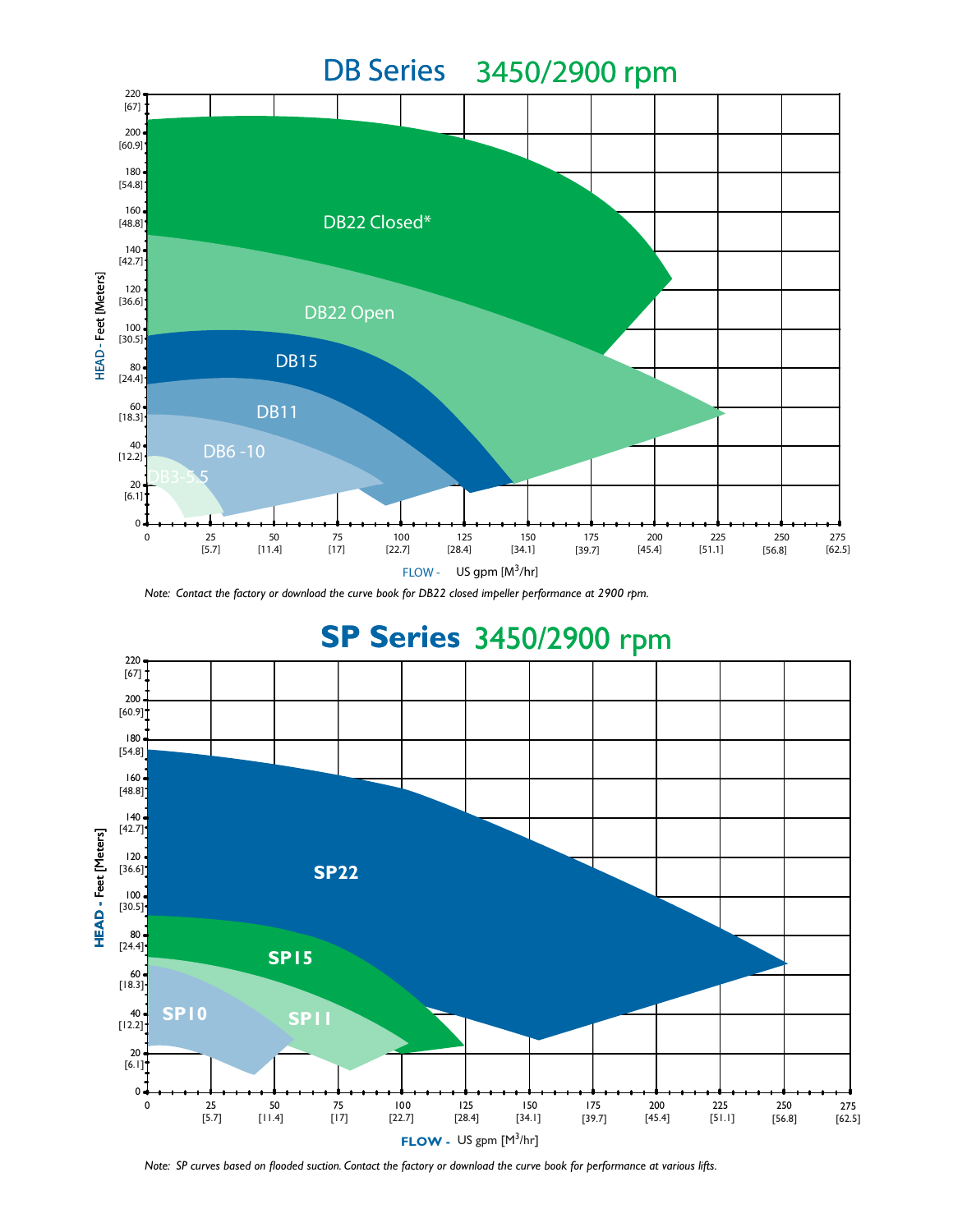# DB Series 3450/2900 rpm

HEAD - Feet [Meters]

220 [67], 200 [60.9], 180 [54.8], 160 [48.8], 140 [42.7], 120 [36.6], 100 [30.5], 80 [24.4], 60 [18.3], 40 [12.2], 20 [6.1], 0

DB22 Closed*

DB22 Open

DB15

DB11

DB6 -10

DB3-5.5

0, 25 [5.7], 50 [11.4], 75 [17], 100 [22.7], 125 [28.4], 150 [34.1], 175 [39.7], 200 [45.4], 225 [51.1], 250 [56.8], 275 [62.5]

FLOW - US gpm [M³/hr]

*Note: Contact the factory or download the curve book for DB22 closed impeller performance at 2900 rpm.*

# SP Series 3450/2900 rpm

HEAD - Feet [Meters]

220 [67], 200 [60.9], 180 [54.8], 160 [48.8], 140 [42.7], 120 [36.6], 100 [30.5], 80 [24.4], 60 [18.3], 40 [12.2], 20 [6.1], 0

SP22

SP15

SP10

SP11

0, 25 [5.7], 50 [11.4], 75 [17], 100 [22.7], 125 [28.4], 150 [34.1], 175 [39.7], 200 [45.4], 225 [51.1], 250 [56.8], 275 [62.5]

FLOW - US gpm [M³/hr]

*Note: SP curves based on flooded suction. Contact the factory or download the curve book for performance at various lifts.*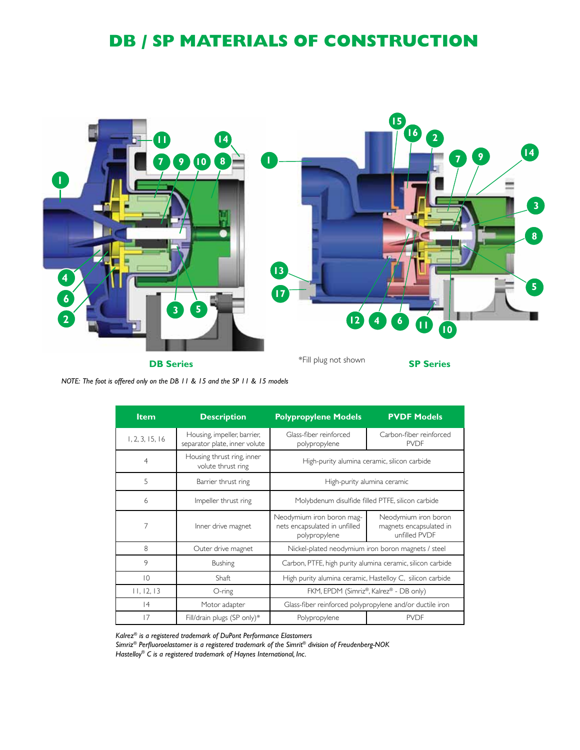# DB / SP MATERIALS OF CONSTRUCTION

**DB Series**

*Fill plug not shown

**SP Series**

*NOTE: The foot is offered only on the DB 11 & 15 and the SP 11 & 15 models*

| Item | Description | Polypropylene Models | PVDF Models |
|---|---|---|---|
| 1, 2, 3, 15, 16 | Housing, impeller, barrier, separator plate, inner volute | Glass-fiber reinforced polypropylene | Carbon-fiber reinforced PVDF |
| 4 | Housing thrust ring, inner volute thrust ring | High-purity alumina ceramic, silicon carbide | |
| 5 | Barrier thrust ring | High-purity alumina ceramic | |
| 6 | Impeller thrust ring | Molybdenum disulfide filled PTFE, silicon carbide | |
| 7 | Inner drive magnet | Neodymium iron boron magnets encapsulated in unfilled polypropylene | Neodymium iron boron magnets encapsulated in unfilled PVDF |
| 8 | Outer drive magnet | Nickel-plated neodymium iron boron magnets / steel | |
| 9 | Bushing | Carbon, PTFE, high purity alumina ceramic, silicon carbide | |
| 10 | Shaft | High purity alumina ceramic, Hastelloy C, silicon carbide | |
| 11, 12, 13 | O-ring | FKM, EPDM (Simriz®, Kalrez® - DB only) | |
| 14 | Motor adapter | Glass-fiber reinforced polypropylene and/or ductile iron | |
| 17 | Fill/drain plugs (SP only)* | Polypropylene | PVDF |

*Kalrez® is a registered trademark of DuPont Performance Elastomers*
*Simriz® Perfluoroelastomer is a registered trademark of the Simrit® division of Freudenberg-NOK*
*Hastelloy® C is a registered trademark of Haynes International, Inc.*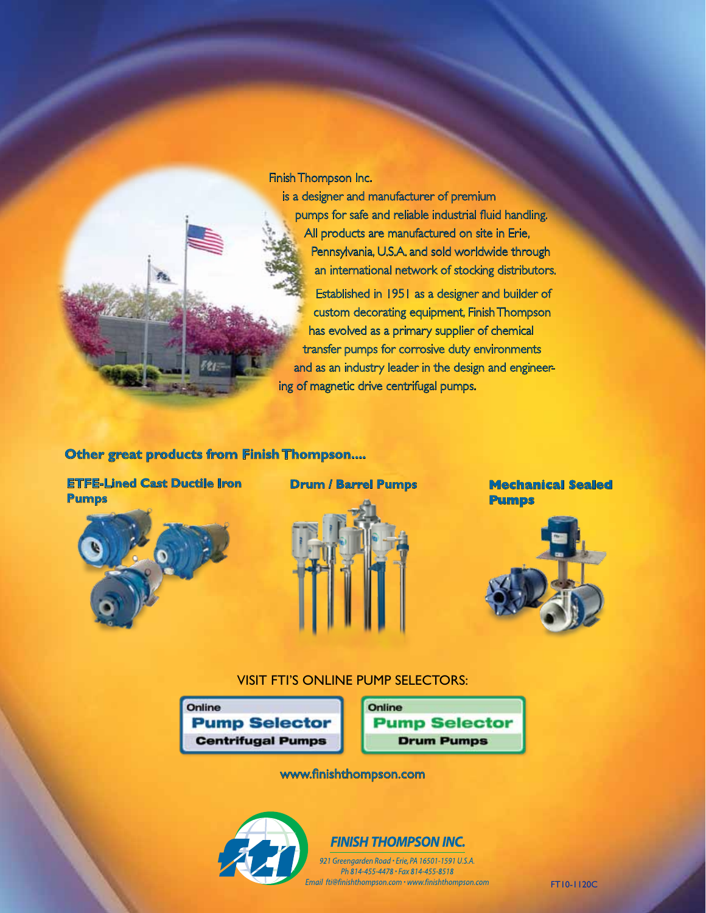Finish Thompson Inc. is a designer and manufacturer of premium pumps for safe and reliable industrial fluid handling. All products are manufactured on site in Erie, Pennsylvania, U.S.A. and sold worldwide through an international network of stocking distributors.

Established in 1951 as a designer and builder of custom decorating equipment, Finish Thompson has evolved as a primary supplier of chemical transfer pumps for corrosive duty environments and as an industry leader in the design and engineering of magnetic drive centrifugal pumps.

## Other great products from Finish Thompson....

### ETFE-Lined Cast Ductile Iron Pumps

### Drum / Barrel Pumps

### Mechanical Sealed Pumps

VISIT FTI'S ONLINE PUMP SELECTORS:

Online **Pump Selector** Centrifugal Pumps

Online **Pump Selector** Drum Pumps

www.finishthompson.com

***FINISH THOMPSON INC.***

*921 Greengarden Road • Erie, PA 16501-1591 U.S.A.*
*Ph 814-455-4478 • Fax 814-455-8518*
*Email fti@finishthompson.com • www.finishthompson.com*

FT10-1120C